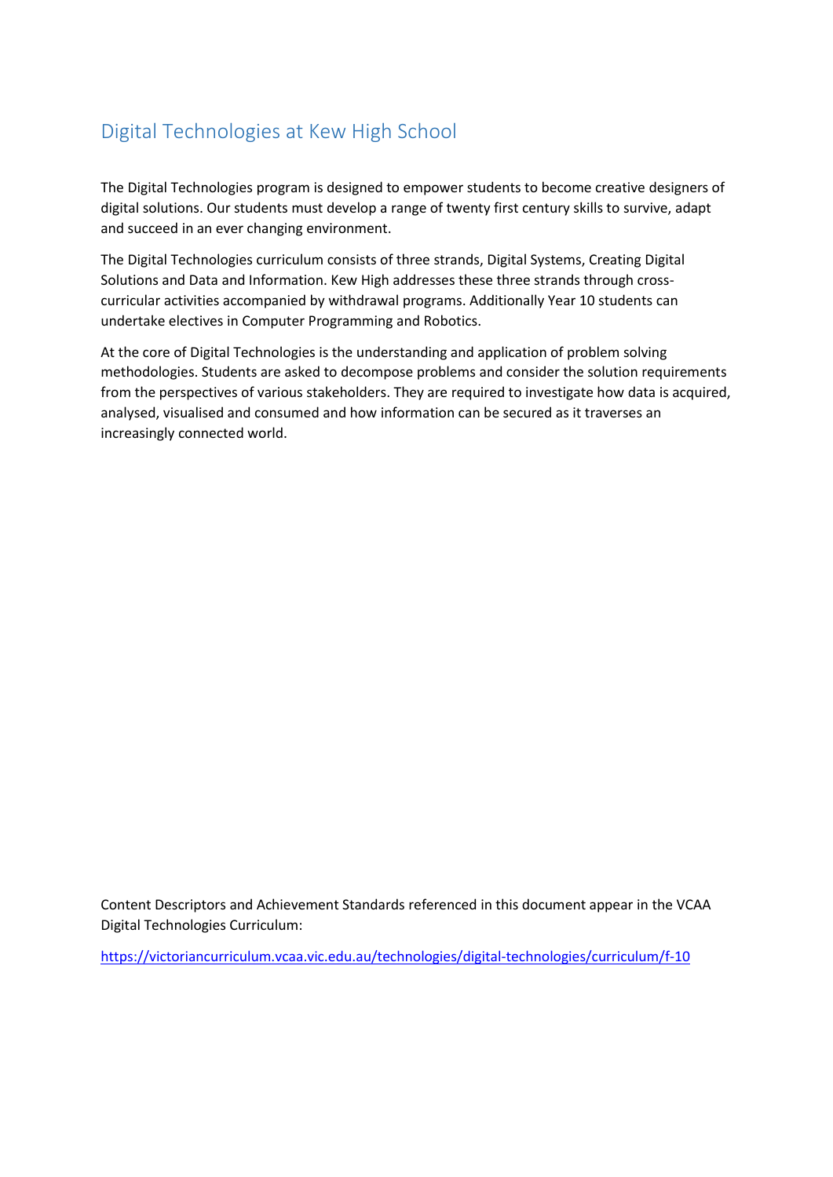# Digital Technologies at Kew High School

The Digital Technologies program is designed to empower students to become creative designers of digital solutions. Our students must develop a range of twenty first century skills to survive, adapt and succeed in an ever changing environment.

The Digital Technologies curriculum consists of three strands, Digital Systems, Creating Digital Solutions and Data and Information. Kew High addresses these three strands through cross-curricular activities accompanied by withdrawal programs. Additionally Year 10 students can undertake electives in Computer Programming and Robotics.

At the core of Digital Technologies is the understanding and application of problem solving methodologies. Students are asked to decompose problems and consider the solution requirements from the perspectives of various stakeholders. They are required to investigate how data is acquired, analysed, visualised and consumed and how information can be secured as it traverses an increasingly connected world.

Content Descriptors and Achievement Standards referenced in this document appear in the VCAA Digital Technologies Curriculum:

[https://victoriancurriculum.vcaa.vic.edu.au/technologies/digital-technologies/curriculum/f-10](https://victoriancurriculum.vcaa.vic.edu.au/technologies/digital-technologies/curriculum/f-10)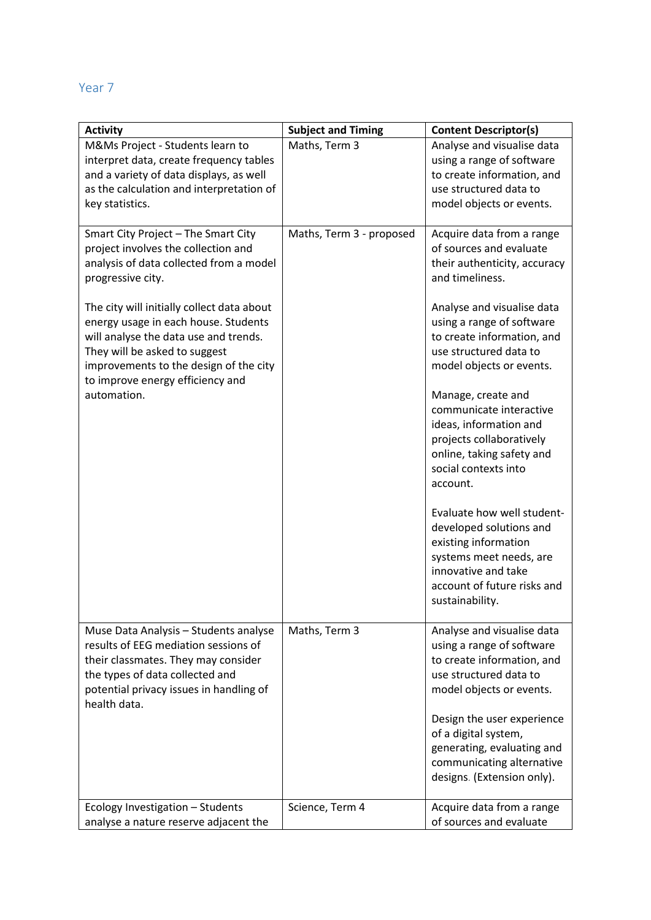## Year 7

| Activity | Subject and Timing | Content Descriptor(s) |
|---|---|---|
| M&Ms Project - Students learn to interpret data, create frequency tables and a variety of data displays, as well as the calculation and interpretation of key statistics. | Maths, Term 3 | Analyse and visualise data using a range of software to create information, and use structured data to model objects or events. |
| Smart City Project – The Smart City project involves the collection and analysis of data collected from a model progressive city.<br><br>The city will initially collect data about energy usage in each house. Students will analyse the data use and trends. They will be asked to suggest improvements to the design of the city to improve energy efficiency and automation. | Maths, Term 3 - proposed | Acquire data from a range of sources and evaluate their authenticity, accuracy and timeliness.<br><br>Analyse and visualise data using a range of software to create information, and use structured data to model objects or events.<br><br>Manage, create and communicate interactive ideas, information and projects collaboratively online, taking safety and social contexts into account.<br><br>Evaluate how well student-developed solutions and existing information systems meet needs, are innovative and take account of future risks and sustainability. |
| Muse Data Analysis – Students analyse results of EEG mediation sessions of their classmates. They may consider the types of data collected and potential privacy issues in handling of health data. | Maths, Term 3 | Analyse and visualise data using a range of software to create information, and use structured data to model objects or events.<br><br>Design the user experience of a digital system, generating, evaluating and communicating alternative designs. (Extension only). |
| Ecology Investigation – Students analyse a nature reserve adjacent the | Science, Term 4 | Acquire data from a range of sources and evaluate |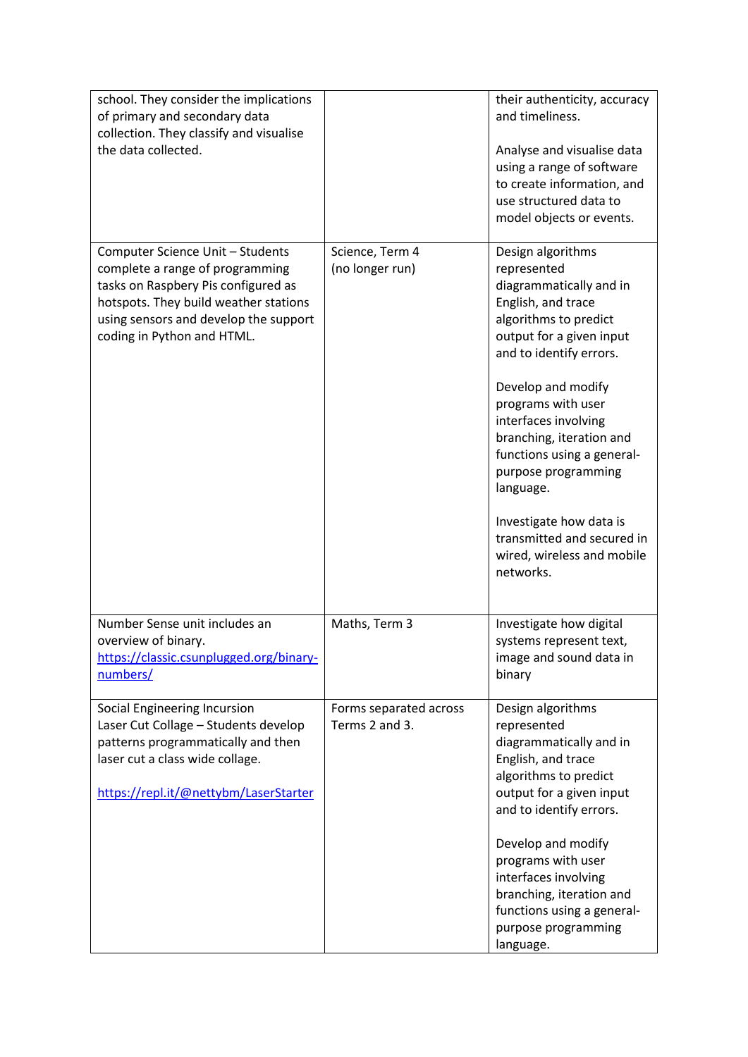| | | |
|---|---|---|
| school. They consider the implications of primary and secondary data collection. They classify and visualise the data collected. | | their authenticity, accuracy and timeliness.<br><br>Analyse and visualise data using a range of software to create information, and use structured data to model objects or events. |
| Computer Science Unit – Students complete a range of programming tasks on Raspbery Pis configured as hotspots. They build weather stations using sensors and develop the support coding in Python and HTML. | Science, Term 4 (no longer run) | Design algorithms represented diagrammatically and in English, and trace algorithms to predict output for a given input and to identify errors.<br><br>Develop and modify programs with user interfaces involving branching, iteration and functions using a general-purpose programming language.<br><br>Investigate how data is transmitted and secured in wired, wireless and mobile networks. |
| Number Sense unit includes an overview of binary. [https://classic.csunplugged.org/binary-numbers/](https://classic.csunplugged.org/binary-numbers/) | Maths, Term 3 | Investigate how digital systems represent text, image and sound data in binary |
| Social Engineering Incursion<br>Laser Cut Collage – Students develop patterns programmatically and then laser cut a class wide collage.<br><br>[https://repl.it/@nettybm/LaserStarter](https://repl.it/@nettybm/LaserStarter) | Forms separated across Terms 2 and 3. | Design algorithms represented diagrammatically and in English, and trace algorithms to predict output for a given input and to identify errors.<br><br>Develop and modify programs with user interfaces involving branching, iteration and functions using a general-purpose programming language. |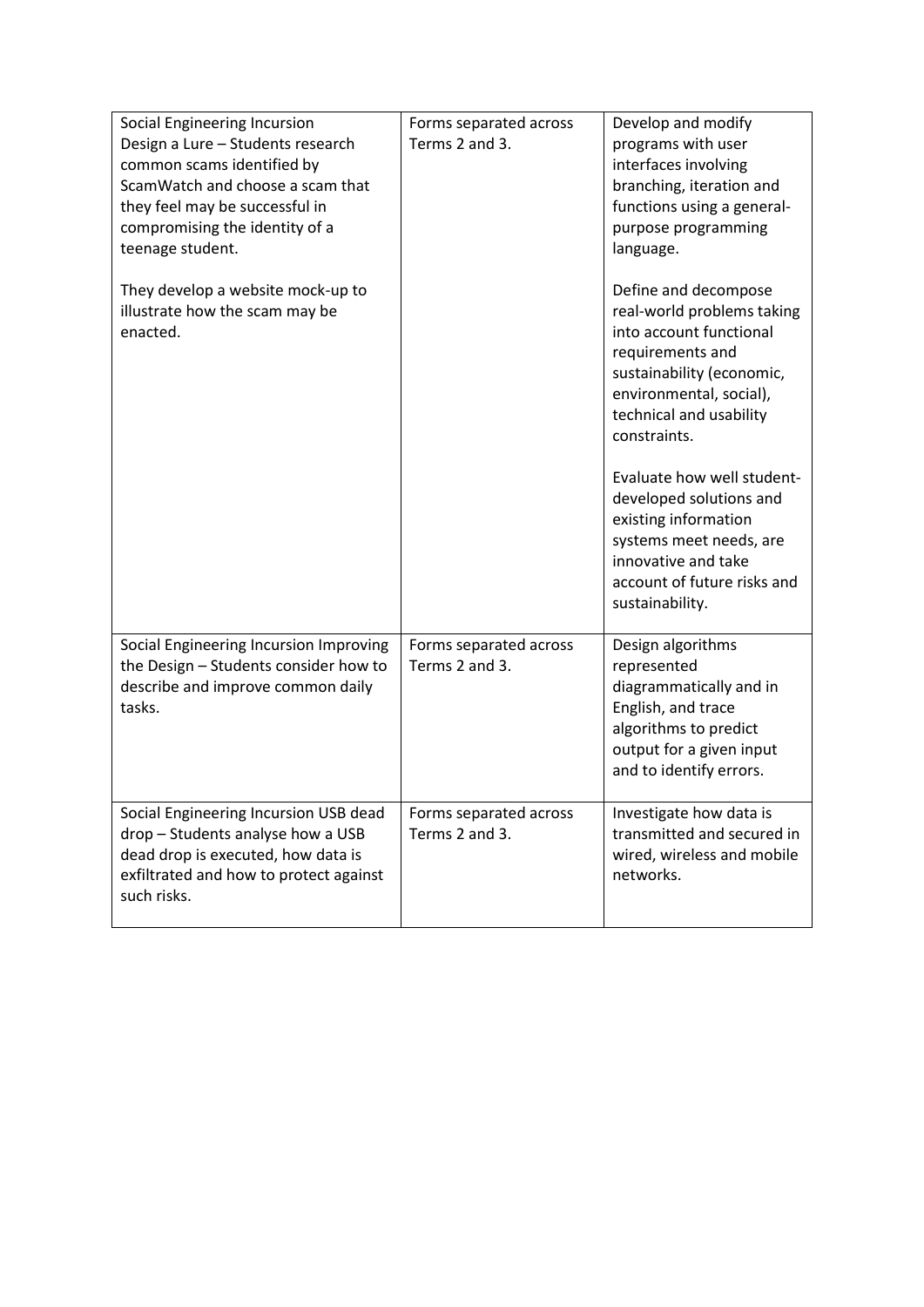| Social Engineering Incursion<br>Design a Lure – Students research common scams identified by ScamWatch and choose a scam that they feel may be successful in compromising the identity of a teenage student.<br><br>They develop a website mock-up to illustrate how the scam may be enacted. | Forms separated across Terms 2 and 3. | Develop and modify programs with user interfaces involving branching, iteration and functions using a general-purpose programming language.<br><br>Define and decompose real-world problems taking into account functional requirements and sustainability (economic, environmental, social), technical and usability constraints.<br><br>Evaluate how well student-developed solutions and existing information systems meet needs, are innovative and take account of future risks and sustainability. |
|---|---|---|
| Social Engineering Incursion Improving the Design – Students consider how to describe and improve common daily tasks. | Forms separated across Terms 2 and 3. | Design algorithms represented diagrammatically and in English, and trace algorithms to predict output for a given input and to identify errors. |
| Social Engineering Incursion USB dead drop – Students analyse how a USB dead drop is executed, how data is exfiltrated and how to protect against such risks. | Forms separated across Terms 2 and 3. | Investigate how data is transmitted and secured in wired, wireless and mobile networks. |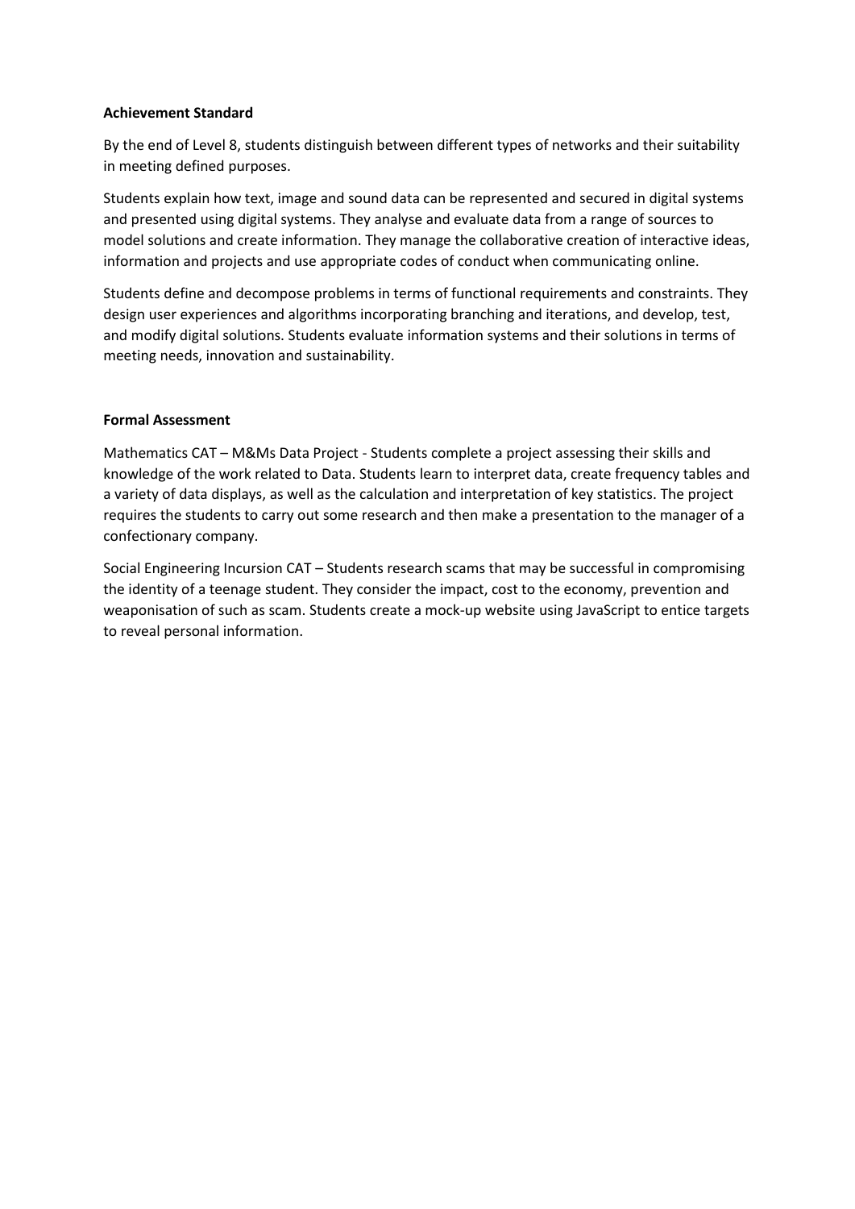**Achievement Standard**

By the end of Level 8, students distinguish between different types of networks and their suitability in meeting defined purposes.

Students explain how text, image and sound data can be represented and secured in digital systems and presented using digital systems. They analyse and evaluate data from a range of sources to model solutions and create information. They manage the collaborative creation of interactive ideas, information and projects and use appropriate codes of conduct when communicating online.

Students define and decompose problems in terms of functional requirements and constraints. They design user experiences and algorithms incorporating branching and iterations, and develop, test, and modify digital solutions. Students evaluate information systems and their solutions in terms of meeting needs, innovation and sustainability.

**Formal Assessment**

Mathematics CAT – M&Ms Data Project - Students complete a project assessing their skills and knowledge of the work related to Data. Students learn to interpret data, create frequency tables and a variety of data displays, as well as the calculation and interpretation of key statistics. The project requires the students to carry out some research and then make a presentation to the manager of a confectionary company.

Social Engineering Incursion CAT – Students research scams that may be successful in compromising the identity of a teenage student. They consider the impact, cost to the economy, prevention and weaponisation of such as scam. Students create a mock-up website using JavaScript to entice targets to reveal personal information.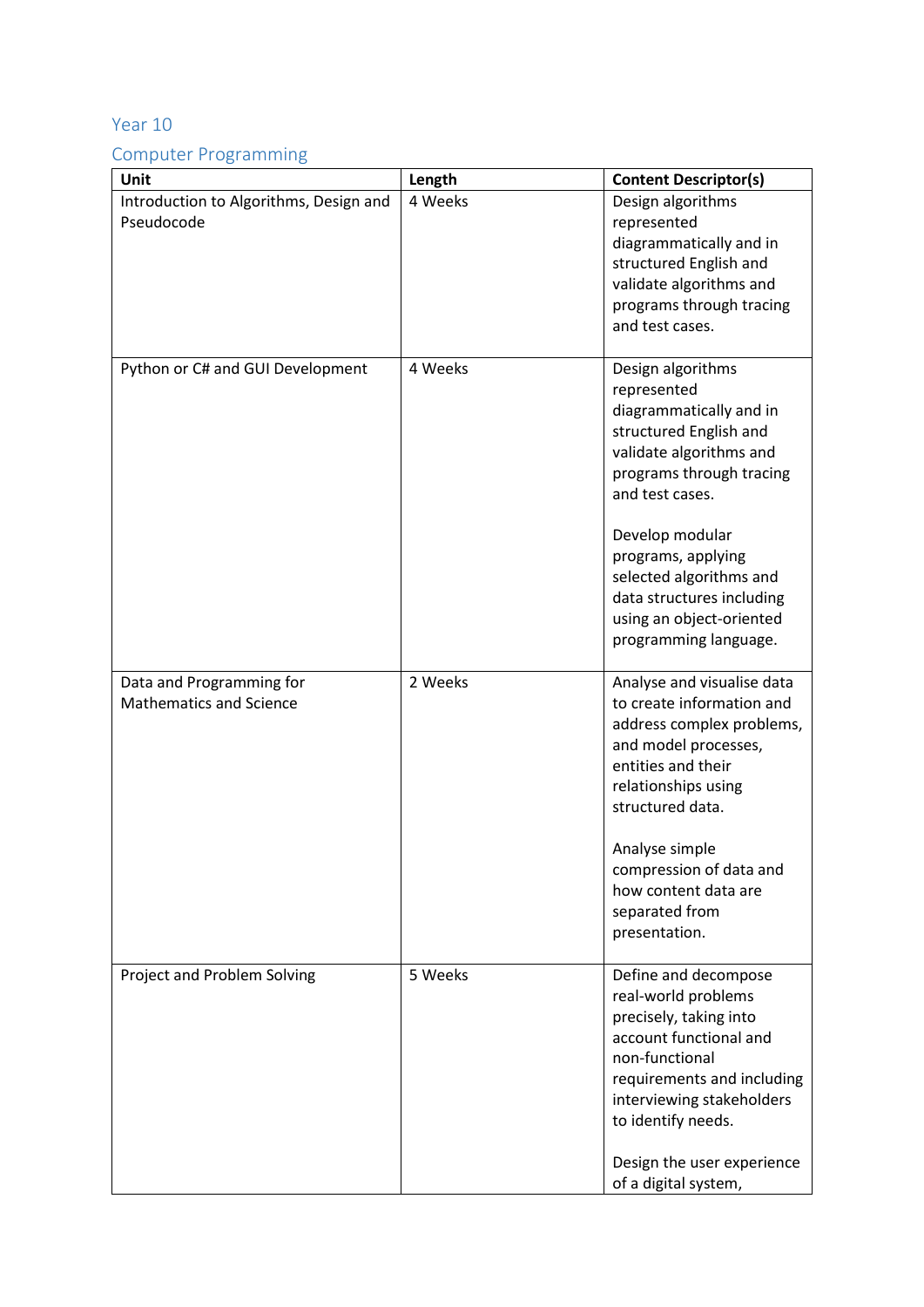## Year 10

### Computer Programming

| Unit | Length | Content Descriptor(s) |
| --- | --- | --- |
| Introduction to Algorithms, Design and Pseudocode | 4 Weeks | Design algorithms represented diagrammatically and in structured English and validate algorithms and programs through tracing and test cases. |
| Python or C# and GUI Development | 4 Weeks | Design algorithms represented diagrammatically and in structured English and validate algorithms and programs through tracing and test cases.<br><br>Develop modular programs, applying selected algorithms and data structures including using an object-oriented programming language. |
| Data and Programming for Mathematics and Science | 2 Weeks | Analyse and visualise data to create information and address complex problems, and model processes, entities and their relationships using structured data.<br><br>Analyse simple compression of data and how content data are separated from presentation. |
| Project and Problem Solving | 5 Weeks | Define and decompose real-world problems precisely, taking into account functional and non-functional requirements and including interviewing stakeholders to identify needs.<br><br>Design the user experience of a digital system, |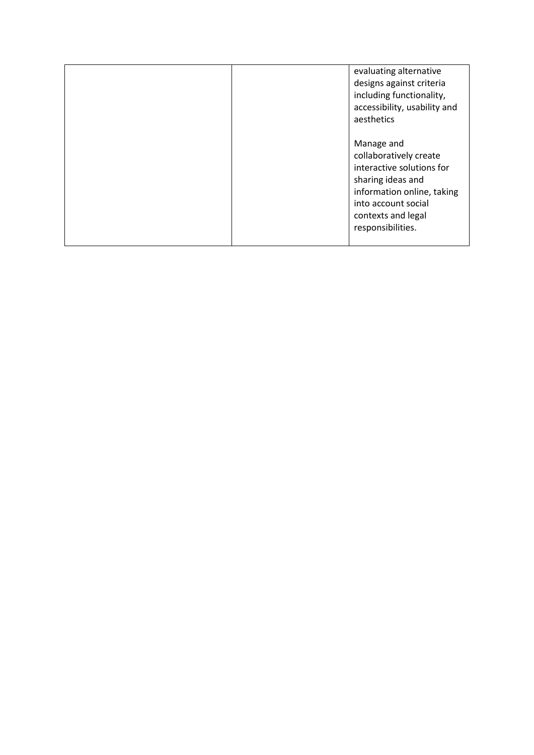| | | |
|---|---|---|
| | | evaluating alternative designs against criteria including functionality, accessibility, usability and aesthetics<br><br>Manage and collaboratively create interactive solutions for sharing ideas and information online, taking into account social contexts and legal responsibilities. |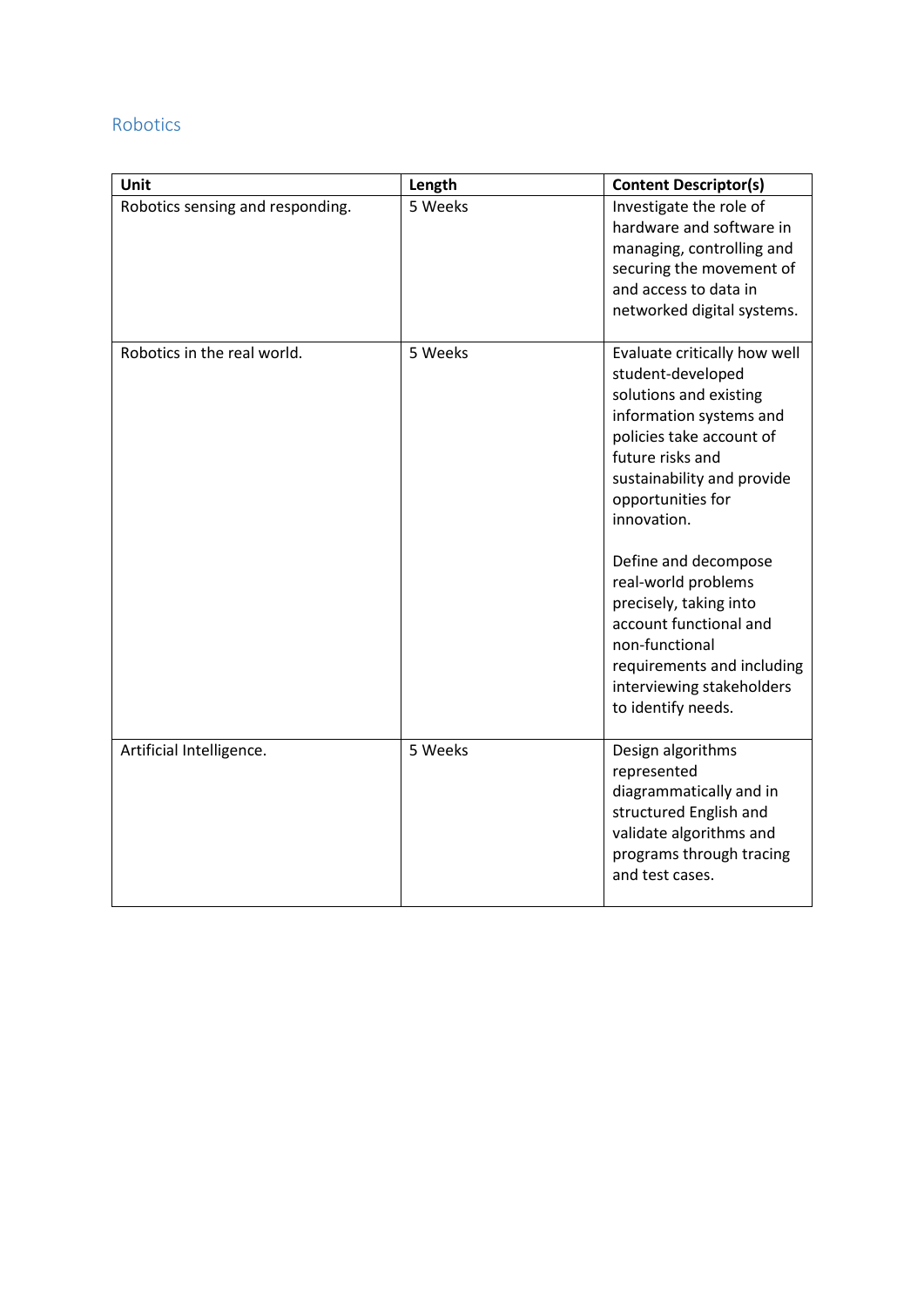## Robotics

| Unit | Length | Content Descriptor(s) |
| --- | --- | --- |
| Robotics sensing and responding. | 5 Weeks | Investigate the role of hardware and software in managing, controlling and securing the movement of and access to data in networked digital systems. |
| Robotics in the real world. | 5 Weeks | Evaluate critically how well student-developed solutions and existing information systems and policies take account of future risks and sustainability and provide opportunities for innovation.<br><br>Define and decompose real-world problems precisely, taking into account functional and non-functional requirements and including interviewing stakeholders to identify needs. |
| Artificial Intelligence. | 5 Weeks | Design algorithms represented diagrammatically and in structured English and validate algorithms and programs through tracing and test cases. |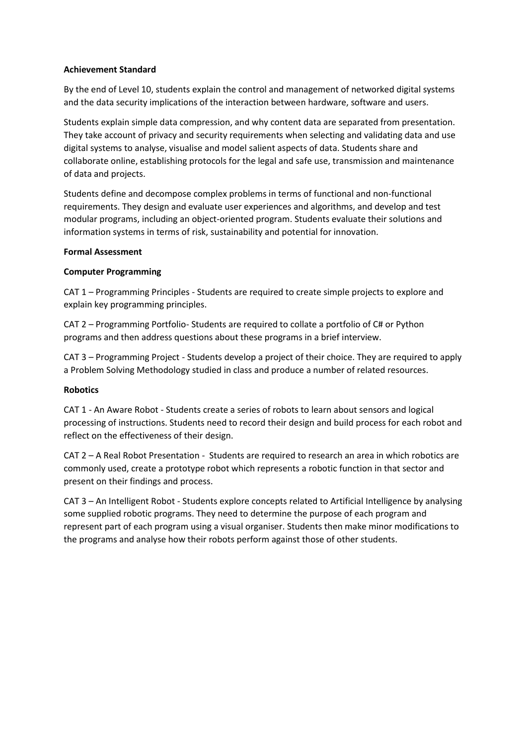**Achievement Standard**

By the end of Level 10, students explain the control and management of networked digital systems and the data security implications of the interaction between hardware, software and users.

Students explain simple data compression, and why content data are separated from presentation. They take account of privacy and security requirements when selecting and validating data and use digital systems to analyse, visualise and model salient aspects of data. Students share and collaborate online, establishing protocols for the legal and safe use, transmission and maintenance of data and projects.

Students define and decompose complex problems in terms of functional and non-functional requirements. They design and evaluate user experiences and algorithms, and develop and test modular programs, including an object-oriented program. Students evaluate their solutions and information systems in terms of risk, sustainability and potential for innovation.

**Formal Assessment**

**Computer Programming**

CAT 1 – Programming Principles - Students are required to create simple projects to explore and explain key programming principles.

CAT 2 – Programming Portfolio- Students are required to collate a portfolio of C# or Python programs and then address questions about these programs in a brief interview.

CAT 3 – Programming Project - Students develop a project of their choice. They are required to apply a Problem Solving Methodology studied in class and produce a number of related resources.

**Robotics**

CAT 1 - An Aware Robot - Students create a series of robots to learn about sensors and logical processing of instructions. Students need to record their design and build process for each robot and reflect on the effectiveness of their design.

CAT 2 – A Real Robot Presentation - Students are required to research an area in which robotics are commonly used, create a prototype robot which represents a robotic function in that sector and present on their findings and process.

CAT 3 – An Intelligent Robot - Students explore concepts related to Artificial Intelligence by analysing some supplied robotic programs. They need to determine the purpose of each program and represent part of each program using a visual organiser. Students then make minor modifications to the programs and analyse how their robots perform against those of other students.